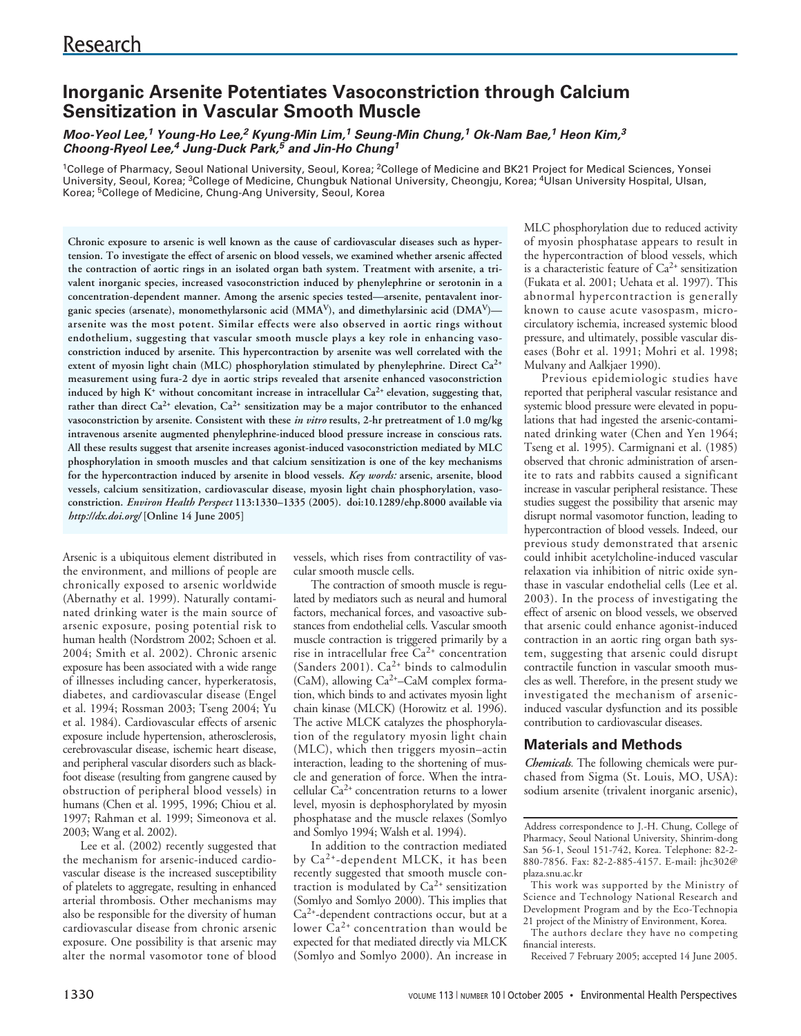# Inorganic Arsenite Potentiates Vasoconstriction through Calcium Sensitization in Vascular Smooth Muscle

***Moo-Yeol Lee,[1] Young-Ho Lee,[2] Kyung-Min Lim,[1] Seung-Min Chung,[1] Ok-Nam Bae,[1] Heon Kim,[3] Choong-Ryeol Lee,[4] Jung-Duck Park,[5] and Jin-Ho Chung[1]***

[1]College of Pharmacy, Seoul National University, Seoul, Korea; [2]College of Medicine and BK21 Project for Medical Sciences, Yonsei University, Seoul, Korea; [3]College of Medicine, Chungbuk National University, Cheongju, Korea; [4]Ulsan University Hospital, Ulsan, Korea; [5]College of Medicine, Chung-Ang University, Seoul, Korea

**Chronic exposure to arsenic is well known as the cause of cardiovascular diseases such as hypertension. To investigate the effect of arsenic on blood vessels, we examined whether arsenic affected the contraction of aortic rings in an isolated organ bath system. Treatment with arsenite, a trivalent inorganic species, increased vasoconstriction induced by phenylephrine or serotonin in a concentration-dependent manner. Among the arsenic species tested—arsenite, pentavalent inorganic species (arsenate), monomethylarsonic acid (MMA$^{V}$), and dimethylarsinic acid (DMA$^{V}$)—arsenite was the most potent. Similar effects were also observed in aortic rings without endothelium, suggesting that vascular smooth muscle plays a key role in enhancing vasoconstriction induced by arsenite. This hypercontraction by arsenite was well correlated with the extent of myosin light chain (MLC) phosphorylation stimulated by phenylephrine. Direct $Ca^{2+}$ measurement using fura-2 dye in aortic strips revealed that arsenite enhanced vasoconstriction induced by high $K^{+}$ without concomitant increase in intracellular $Ca^{2+}$ elevation, suggesting that, rather than direct $Ca^{2+}$ elevation, $Ca^{2+}$ sensitization may be a major contributor to the enhanced vasoconstriction by arsenite. Consistent with these *in vitro* results, 2-hr pretreatment of 1.0 mg/kg intravenous arsenite augmented phenylephrine-induced blood pressure increase in conscious rats. All these results suggest that arsenite increases agonist-induced vasoconstriction mediated by MLC phosphorylation in smooth muscles and that calcium sensitization is one of the key mechanisms for the hypercontraction induced by arsenite in blood vessels. *Key words:* arsenic, arsenite, blood vessels, calcium sensitization, cardiovascular disease, myosin light chain phosphorylation, vasoconstriction. *Environ Health Perspect* 113:1330–1335 (2005). doi:10.1289/ehp.8000 available via *http://dx.doi.org/* [Online 14 June 2005]**

Arsenic is a ubiquitous element distributed in the environment, and millions of people are chronically exposed to arsenic worldwide (Abernathy et al. 1999). Naturally contaminated drinking water is the main source of arsenic exposure, posing potential risk to human health (Nordstrom 2002; Schoen et al. 2004; Smith et al. 2002). Chronic arsenic exposure has been associated with a wide range of illnesses including cancer, hyperkeratosis, diabetes, and cardiovascular disease (Engel et al. 1994; Rossman 2003; Tseng 2004; Yu et al. 1984). Cardiovascular effects of arsenic exposure include hypertension, atherosclerosis, cerebrovascular disease, ischemic heart disease, and peripheral vascular disorders such as blackfoot disease (resulting from gangrene caused by obstruction of peripheral blood vessels) in humans (Chen et al. 1995, 1996; Chiou et al. 1997; Rahman et al. 1999; Simeonova et al. 2003; Wang et al. 2002).

Lee et al. (2002) recently suggested that the mechanism for arsenic-induced cardiovascular disease is the increased susceptibility of platelets to aggregate, resulting in enhanced arterial thrombosis. Other mechanisms may also be responsible for the diversity of human cardiovascular disease from chronic arsenic exposure. One possibility is that arsenic may alter the normal vasomotor tone of blood vessels, which rises from contractility of vascular smooth muscle cells.

The contraction of smooth muscle is regulated by mediators such as neural and humoral factors, mechanical forces, and vasoactive substances from endothelial cells. Vascular smooth muscle contraction is triggered primarily by a rise in intracellular free $Ca^{2+}$ concentration (Sanders 2001). $Ca^{2+}$ binds to calmodulin (CaM), allowing $Ca^{2+}$–CaM complex formation, which binds to and activates myosin light chain kinase (MLCK) (Horowitz et al. 1996). The active MLCK catalyzes the phosphorylation of the regulatory myosin light chain (MLC), which then triggers myosin–actin interaction, leading to the shortening of muscle and generation of force. When the intracellular $Ca^{2+}$ concentration returns to a lower level, myosin is dephosphorylated by myosin phosphatase and the muscle relaxes (Somlyo and Somlyo 1994; Walsh et al. 1994).

In addition to the contraction mediated by $Ca^{2+}$-dependent MLCK, it has been recently suggested that smooth muscle contraction is modulated by $Ca^{2+}$ sensitization (Somlyo and Somlyo 2000). This implies that $Ca^{2+}$-dependent contractions occur, but at a lower $Ca^{2+}$ concentration than would be expected for that mediated directly via MLCK (Somlyo and Somlyo 2000). An increase in MLC phosphorylation due to reduced activity of myosin phosphatase appears to result in the hypercontraction of blood vessels, which is a characteristic feature of $Ca^{2+}$ sensitization (Fukata et al. 2001; Uehata et al. 1997). This abnormal hypercontraction is generally known to cause acute vasospasm, microcirculatory ischemia, increased systemic blood pressure, and ultimately, possible vascular diseases (Bohr et al. 1991; Mohri et al. 1998; Mulvany and Aalkjaer 1990).

Previous epidemiologic studies have reported that peripheral vascular resistance and systemic blood pressure were elevated in populations that had ingested the arsenic-contaminated drinking water (Chen and Yen 1964; Tseng et al. 1995). Carmignani et al. (1985) observed that chronic administration of arsenite to rats and rabbits caused a significant increase in vascular peripheral resistance. These studies suggest the possibility that arsenic may disrupt normal vasomotor function, leading to hypercontraction of blood vessels. Indeed, our previous study demonstrated that arsenic could inhibit acetylcholine-induced vascular relaxation via inhibition of nitric oxide synthase in vascular endothelial cells (Lee et al. 2003). In the process of investigating the effect of arsenic on blood vessels, we observed that arsenic could enhance agonist-induced contraction in an aortic ring organ bath system, suggesting that arsenic could disrupt contractile function in vascular smooth muscles as well. Therefore, in the present study we investigated the mechanism of arsenic-induced vascular dysfunction and its possible contribution to cardiovascular diseases.

## Materials and Methods

***Chemicals.*** The following chemicals were purchased from Sigma (St. Louis, MO, USA): sodium arsenite (trivalent inorganic arsenic),

Address correspondence to J.-H. Chung, College of Pharmacy, Seoul National University, Shinrim-dong San 56-1, Seoul 151-742, Korea. Telephone: 82-2-880-7856. Fax: 82-2-885-4157. E-mail: jhc302@plaza.snu.ac.kr

This work was supported by the Ministry of Science and Technology National Research and Development Program and by the Eco-Technopia 21 project of the Ministry of Environment, Korea.

The authors declare they have no competing financial interests.

Received 7 February 2005; accepted 14 June 2005.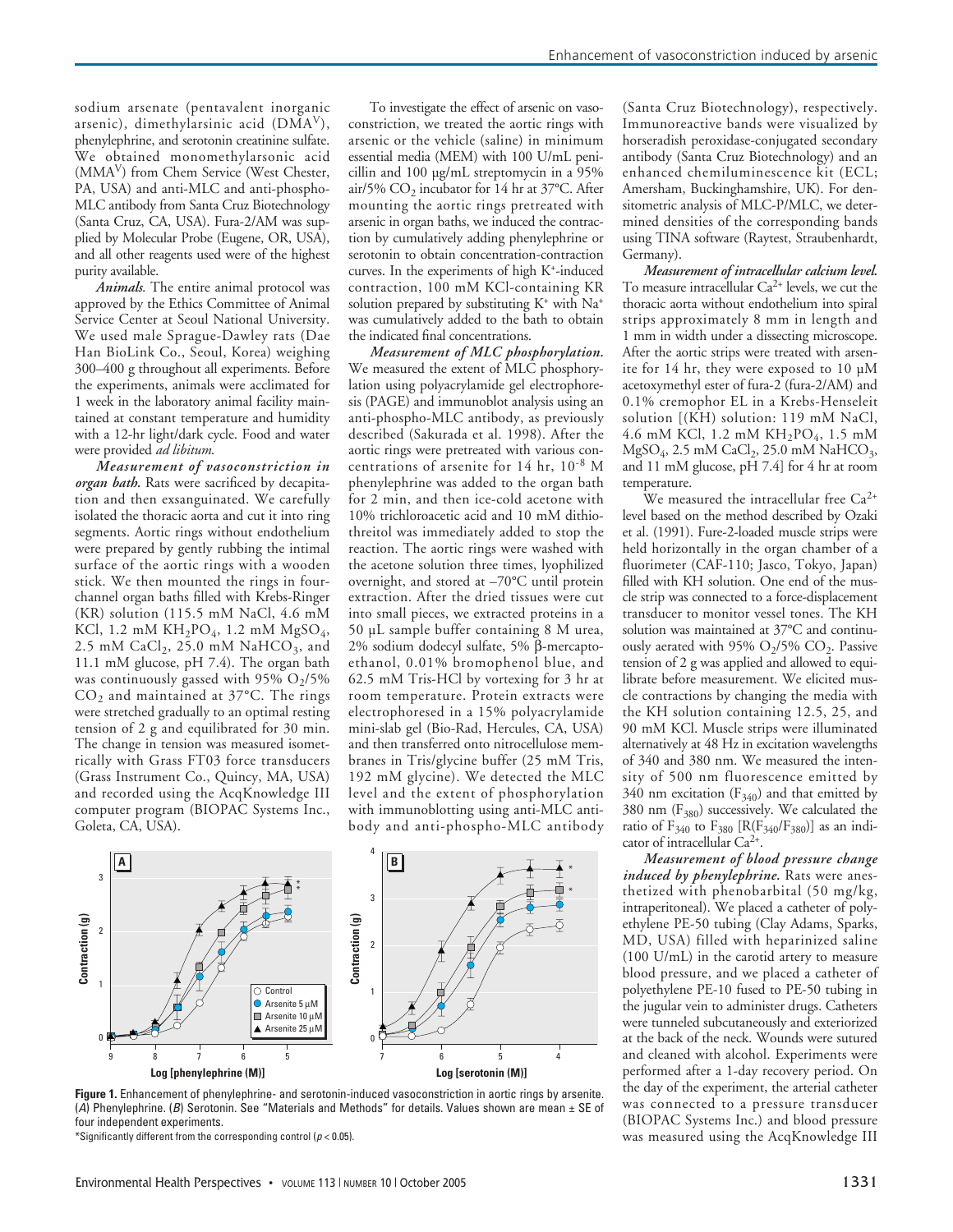sodium arsenate (pentavalent inorganic arsenic), dimethylarsinic acid ($DMA^V$), phenylephrine, and serotonin creatinine sulfate. We obtained monomethylarsonic acid ($MMA^V$) from Chem Service (West Chester, PA, USA) and anti-MLC and anti-phospho-MLC antibody from Santa Cruz Biotechnology (Santa Cruz, CA, USA). Fura-2/AM was supplied by Molecular Probe (Eugene, OR, USA), and all other reagents used were of the highest purity available.

*Animals*. The entire animal protocol was approved by the Ethics Committee of Animal Service Center at Seoul National University. We used male Sprague-Dawley rats (Dae Han BioLink Co., Seoul, Korea) weighing 300–400 g throughout all experiments. Before the experiments, animals were acclimated for 1 week in the laboratory animal facility maintained at constant temperature and humidity with a 12-hr light/dark cycle. Food and water were provided *ad libitum*.

***Measurement of vasoconstriction in organ bath.*** Rats were sacrificed by decapitation and then exsanguinated. We carefully isolated the thoracic aorta and cut it into ring segments. Aortic rings without endothelium were prepared by gently rubbing the intimal surface of the aortic rings with a wooden stick. We then mounted the rings in four-channel organ baths filled with Krebs-Ringer (KR) solution (115.5 mM NaCl, 4.6 mM KCl, 1.2 mM $KH_2PO_4$, 1.2 mM $MgSO_4$, 2.5 mM $CaCl_2$, 25.0 mM $NaHCO_3$, and 11.1 mM glucose, pH 7.4). The organ bath was continuously gassed with 95% $O_2$/5% $CO_2$ and maintained at 37°C. The rings were stretched gradually to an optimal resting tension of 2 g and equilibrated for 30 min. The change in tension was measured isometrically with Grass FT03 force transducers (Grass Instrument Co., Quincy, MA, USA) and recorded using the AcqKnowledge III computer program (BIOPAC Systems Inc., Goleta, CA, USA).

To investigate the effect of arsenic on vasoconstriction, we treated the aortic rings with arsenic or the vehicle (saline) in minimum essential media (MEM) with 100 U/mL penicillin and 100 μg/mL streptomycin in a 95% air/5% $CO_2$ incubator for 14 hr at 37°C. After mounting the aortic rings pretreated with arsenic in organ baths, we induced the contraction by cumulatively adding phenylephrine or serotonin to obtain concentration-contraction curves. In the experiments of high $K^+$-induced contraction, 100 mM KCl-containing KR solution prepared by substituting $K^+$ with $Na^+$ was cumulatively added to the bath to obtain the indicated final concentrations.

***Measurement of MLC phosphorylation.*** We measured the extent of MLC phosphorylation using polyacrylamide gel electrophoresis (PAGE) and immunoblot analysis using an anti-phospho-MLC antibody, as previously described (Sakurada et al. 1998). After the aortic rings were pretreated with various concentrations of arsenite for 14 hr, $10^{-8}$ M phenylephrine was added to the organ bath for 2 min, and then ice-cold acetone with 10% trichloroacetic acid and 10 mM dithiothreitol was immediately added to stop the reaction. The aortic rings were washed with the acetone solution three times, lyophilized overnight, and stored at –70°C until protein extraction. After the dried tissues were cut into small pieces, we extracted proteins in a 50 μL sample buffer containing 8 M urea, 2% sodium dodecyl sulfate, 5% β-mercaptoethanol, 0.01% bromophenol blue, and 62.5 mM Tris-HCl by vortexing for 3 hr at room temperature. Protein extracts were electrophoresed in a 15% polyacrylamide mini-slab gel (Bio-Rad, Hercules, CA, USA) and then transferred onto nitrocellulose membranes in Tris/glycine buffer (25 mM Tris, 192 mM glycine). We detected the MLC level and the extent of phosphorylation with immunoblotting using anti-MLC antibody and anti-phospho-MLC antibody (Santa Cruz Biotechnology), respectively. Immunoreactive bands were visualized by horseradish peroxidase-conjugated secondary antibody (Santa Cruz Biotechnology) and an enhanced chemiluminescence kit (ECL; Amersham, Buckinghamshire, UK). For densitometric analysis of MLC-P/MLC, we determined densities of the corresponding bands using TINA software (Raytest, Straubenhardt, Germany).

***Measurement of intracellular calcium level.*** To measure intracellular $Ca^{2+}$ levels, we cut the thoracic aorta without endothelium into spiral strips approximately 8 mm in length and 1 mm in width under a dissecting microscope. After the aortic strips were treated with arsenite for 14 hr, they were exposed to 10 μM acetoxymethyl ester of fura-2 (fura-2/AM) and 0.1% cremophor EL in a Krebs-Henseleit solution [(KH) solution: 119 mM NaCl, 4.6 mM KCl, 1.2 mM $KH_2PO_4$, 1.5 mM $MgSO_4$, 2.5 mM $CaCl_2$, 25.0 mM $NaHCO_3$, and 11 mM glucose, pH 7.4] for 4 hr at room temperature.

We measured the intracellular free $Ca^{2+}$ level based on the method described by Ozaki et al. (1991). Fure-2-loaded muscle strips were held horizontally in the organ chamber of a fluorimeter (CAF-110; Jasco, Tokyo, Japan) filled with KH solution. One end of the muscle strip was connected to a force-displacement transducer to monitor vessel tones. The KH solution was maintained at 37°C and continuously aerated with 95% $O_2$/5% $CO_2$. Passive tension of 2 g was applied and allowed to equilibrate before measurement. We elicited muscle contractions by changing the media with the KH solution containing 12.5, 25, and 90 mM KCl. Muscle strips were illuminated alternatively at 48 Hz in excitation wavelengths of 340 and 380 nm. We measured the intensity of 500 nm fluorescence emitted by 340 nm excitation ($F_{340}$) and that emitted by 380 nm ($F_{380}$) successively. We calculated the ratio of $F_{340}$ to $F_{380}$ [$R(F_{340}/F_{380})$] as an indicator of intracellular $Ca^{2+}$.

***Measurement of blood pressure change induced by phenylephrine.*** Rats were anesthetized with phenobarbital (50 mg/kg, intraperitoneal). We placed a catheter of polyethylene PE-50 tubing (Clay Adams, Sparks, MD, USA) filled with heparinized saline (100 U/mL) in the carotid artery to measure blood pressure, and we placed a catheter of polyethylene PE-10 fused to PE-50 tubing in the jugular vein to administer drugs. Catheters were tunneled subcutaneously and exteriorized at the back of the neck. Wounds were sutured and cleaned with alcohol. Experiments were performed after a 1-day recovery period. On the day of the experiment, the arterial catheter was connected to a pressure transducer (BIOPAC Systems Inc.) and blood pressure was measured using the AcqKnowledge III

**Figure 1.** Enhancement of phenylephrine- and serotonin-induced vasoconstriction in aortic rings by arsenite. (*A*) Phenylephrine. (*B*) Serotonin. See "Materials and Methods" for details. Values shown are mean ± SE of four independent experiments.
*Significantly different from the corresponding control ($p < 0.05$).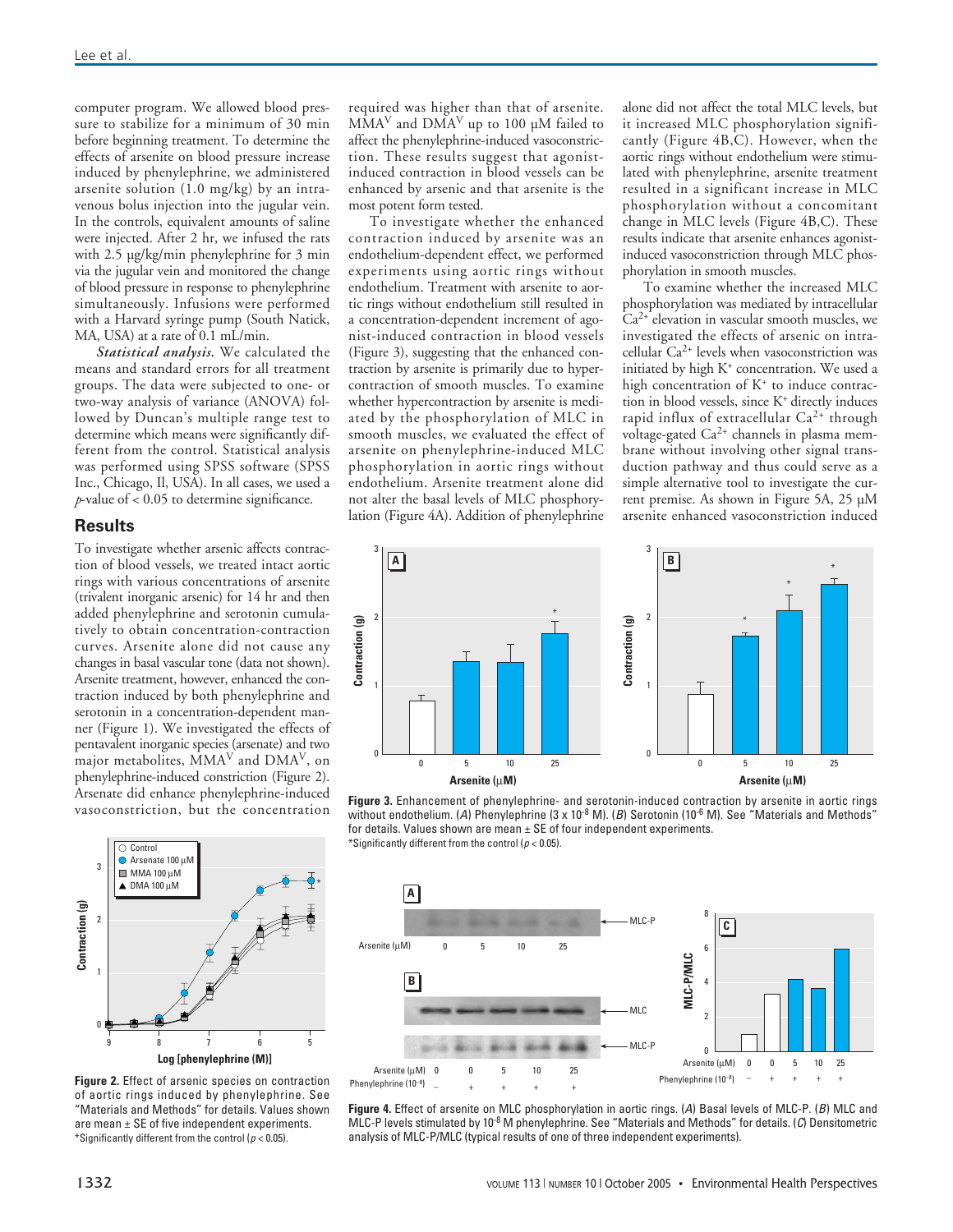computer program. We allowed blood pressure to stabilize for a minimum of 30 min before beginning treatment. To determine the effects of arsenite on blood pressure increase induced by phenylephrine, we administered arsenite solution (1.0 mg/kg) by an intravenous bolus injection into the jugular vein. In the controls, equivalent amounts of saline were injected. After 2 hr, we infused the rats with 2.5 µg/kg/min phenylephrine for 3 min via the jugular vein and monitored the change of blood pressure in response to phenylephrine simultaneously. Infusions were performed with a Harvard syringe pump (South Natick, MA, USA) at a rate of 0.1 mL/min.

***Statistical analysis.*** We calculated the means and standard errors for all treatment groups. The data were subjected to one- or two-way analysis of variance (ANOVA) followed by Duncan's multiple range test to determine which means were significantly different from the control. Statistical analysis was performed using SPSS software (SPSS Inc., Chicago, Il, USA). In all cases, we used a *p*-value of $< 0.05$ to determine significance.

## Results

To investigate whether arsenic affects contraction of blood vessels, we treated intact aortic rings with various concentrations of arsenite (trivalent inorganic arsenic) for 14 hr and then added phenylephrine and serotonin cumulatively to obtain concentration-contraction curves. Arsenite alone did not cause any changes in basal vascular tone (data not shown). Arsenite treatment, however, enhanced the contraction induced by both phenylephrine and serotonin in a concentration-dependent manner (Figure 1). We investigated the effects of pentavalent inorganic species (arsenate) and two major metabolites, $MMA^V$ and $DMA^V$, on phenylephrine-induced constriction (Figure 2). Arsenate did enhance phenylephrine-induced vasoconstriction, but the concentration required was higher than that of arsenite. $MMA^V$ and $DMA^V$ up to 100 µM failed to affect the phenylephrine-induced vasoconstriction. These results suggest that agonist-induced contraction in blood vessels can be enhanced by arsenic and that arsenite is the most potent form tested.

To investigate whether the enhanced contraction induced by arsenite was an endothelium-dependent effect, we performed experiments using aortic rings without endothelium. Treatment with arsenite to aortic rings without endothelium still resulted in a concentration-dependent increment of agonist-induced contraction in blood vessels (Figure 3), suggesting that the enhanced contraction by arsenite is primarily due to hypercontraction of smooth muscles. To examine whether hypercontraction by arsenite is mediated by the phosphorylation of MLC in smooth muscles, we evaluated the effect of arsenite on phenylephrine-induced MLC phosphorylation in aortic rings without endothelium. Arsenite treatment alone did not alter the basal levels of MLC phosphorylation (Figure 4A). Addition of phenylephrine alone did not affect the total MLC levels, but it increased MLC phosphorylation significantly (Figure 4B,C). However, when the aortic rings without endothelium were stimulated with phenylephrine, arsenite treatment resulted in a significant increase in MLC phosphorylation without a concomitant change in MLC levels (Figure 4B,C). These results indicate that arsenite enhances agonist-induced vasoconstriction through MLC phosphorylation in smooth muscles.

To examine whether the increased MLC phosphorylation was mediated by intracellular $Ca^{2+}$ elevation in vascular smooth muscles, we investigated the effects of arsenic on intracellular $Ca^{2+}$ levels when vasoconstriction was initiated by high $K^+$ concentration. We used a high concentration of $K^+$ to induce contraction in blood vessels, since $K^+$ directly induces rapid influx of extracellular $Ca^{2+}$ through voltage-gated $Ca^{2+}$ channels in plasma membrane without involving other signal transduction pathway and thus could serve as a simple alternative tool to investigate the current premise. As shown in Figure 5A, 25 µM arsenite enhanced vasoconstriction induced

**Figure 2.** Effect of arsenic species on contraction of aortic rings induced by phenylephrine. See "Materials and Methods" for details. Values shown are mean ± SE of five independent experiments.
*Significantly different from the control ($p < 0.05$).

**Figure 3.** Enhancement of phenylephrine- and serotonin-induced contraction by arsenite in aortic rings without endothelium. (*A*) Phenylephrine ($3 \times 10^{-8}$ M). (*B*) Serotonin ($10^{-6}$ M). See "Materials and Methods" for details. Values shown are mean ± SE of four independent experiments.
*Significantly different from the control ($p < 0.05$).

**Figure 4.** Effect of arsenite on MLC phosphorylation in aortic rings. (*A*) Basal levels of MLC-P. (*B*) MLC and MLC-P levels stimulated by $10^{-8}$ M phenylephrine. See "Materials and Methods" for details. (*C*) Densitometric analysis of MLC-P/MLC (typical results of one of three independent experiments).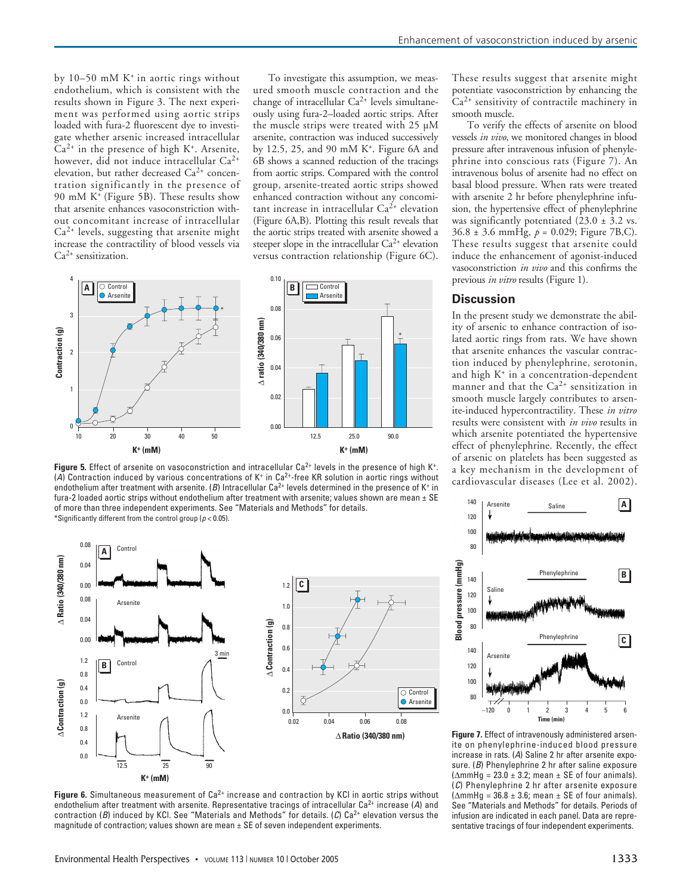by 10–50 mM $K^+$ in aortic rings without endothelium, which is consistent with the results shown in Figure 3. The next experiment was performed using aortic strips loaded with fura-2 fluorescent dye to investigate whether arsenic increased intracellular $Ca^{2+}$ in the presence of high $K^+$. Arsenite, however, did not induce intracellular $Ca^{2+}$ elevation, but rather decreased $Ca^{2+}$ concentration significantly in the presence of 90 mM $K^+$ (Figure 5B). These results show that arsenite enhances vasoconstriction without concomitant increase of intracellular $Ca^{2+}$ levels, suggesting that arsenite might increase the contractility of blood vessels via $Ca^{2+}$ sensitization.

To investigate this assumption, we measured smooth muscle contraction and the change of intracellular $Ca^{2+}$ levels simultaneously using fura-2–loaded aortic strips. After the muscle strips were treated with 25 µM arsenite, contraction was induced successively by 12.5, 25, and 90 mM $K^+$. Figure 6A and 6B shows a scanned reduction of the tracings from aortic strips. Compared with the control group, arsenite-treated aortic strips showed enhanced contraction without any concomitant increase in intracellular $Ca^{2+}$ elevation (Figure 6A,B). Plotting this result reveals that the aortic strips treated with arsenite showed a steeper slope in the intracellular $Ca^{2+}$ elevation versus contraction relationship (Figure 6C).

**Figure 5.** Effect of arsenite on vasoconstriction and intracellular $Ca^{2+}$ levels in the presence of high $K^+$. (*A*) Contraction induced by various concentrations of $K^+$ in $Ca^{2+}$-free KR solution in aortic rings without endothelium after treatment with arsenite. (*B*) Intracellular $Ca^{2+}$ levels determined in the presence of $K^+$ in fura-2 loaded aortic strips without endothelium after treatment with arsenite; values shown are mean ± SE of more than three independent experiments. See "Materials and Methods" for details.
*Significantly different from the control group ($p < 0.05$).

**Figure 6.** Simultaneous measurement of $Ca^{2+}$ increase and contraction by KCl in aortic strips without endothelium after treatment with arsenite. Representative tracings of intracellular $Ca^{2+}$ increase (*A*) and contraction (*B*) induced by KCl. See "Materials and Methods" for details. (*C*) $Ca^{2+}$ elevation versus the magnitude of contraction; values shown are mean ± SE of seven independent experiments.

These results suggest that arsenite might potentiate vasoconstriction by enhancing the $Ca^{2+}$ sensitivity of contractile machinery in smooth muscle.

To verify the effects of arsenite on blood vessels *in vivo*, we monitored changes in blood pressure after intravenous infusion of phenylephrine into conscious rats (Figure 7). An intravenous bolus of arsenite had no effect on basal blood pressure. When rats were treated with arsenite 2 hr before phenylephrine infusion, the hypertensive effect of phenylephrine was significantly potentiated (23.0 ± 3.2 vs. 36.8 ± 3.6 mmHg, $p = 0.029$; Figure 7B,C). These results suggest that arsenite could induce the enhancement of agonist-induced vasoconstriction *in vivo* and this confirms the previous *in vitro* results (Figure 1).

## Discussion

In the present study we demonstrate the ability of arsenic to enhance contraction of isolated aortic rings from rats. We have shown that arsenite enhances the vascular contraction induced by phenylephrine, serotonin, and high $K^+$ in a concentration-dependent manner and that the $Ca^{2+}$ sensitization in smooth muscle largely contributes to arsenite-induced hypercontractility. These *in vitro* results were consistent with *in vivo* results in which arsenite potentiated the hypertensive effect of phenylephrine. Recently, the effect of arsenic on platelets has been suggested as a key mechanism in the development of cardiovascular diseases (Lee et al. 2002).

**Figure 7.** Effect of intravenously administered arsenite on phenylephrine-induced blood pressure increase in rats. (*A*) Saline 2 hr after arsenite exposure. (*B*) Phenylephrine 2 hr after saline exposure ($\Delta$mmHg = 23.0 ± 3.2; mean ± SE of four animals). (*C*) Phenylephrine 2 hr after arsenite exposure ($\Delta$mmHg = 36.8 ± 3.6; mean ± SE of four animals). See "Materials and Methods" for details. Periods of infusion are indicated in each panel. Data are representative tracings of four independent experiments.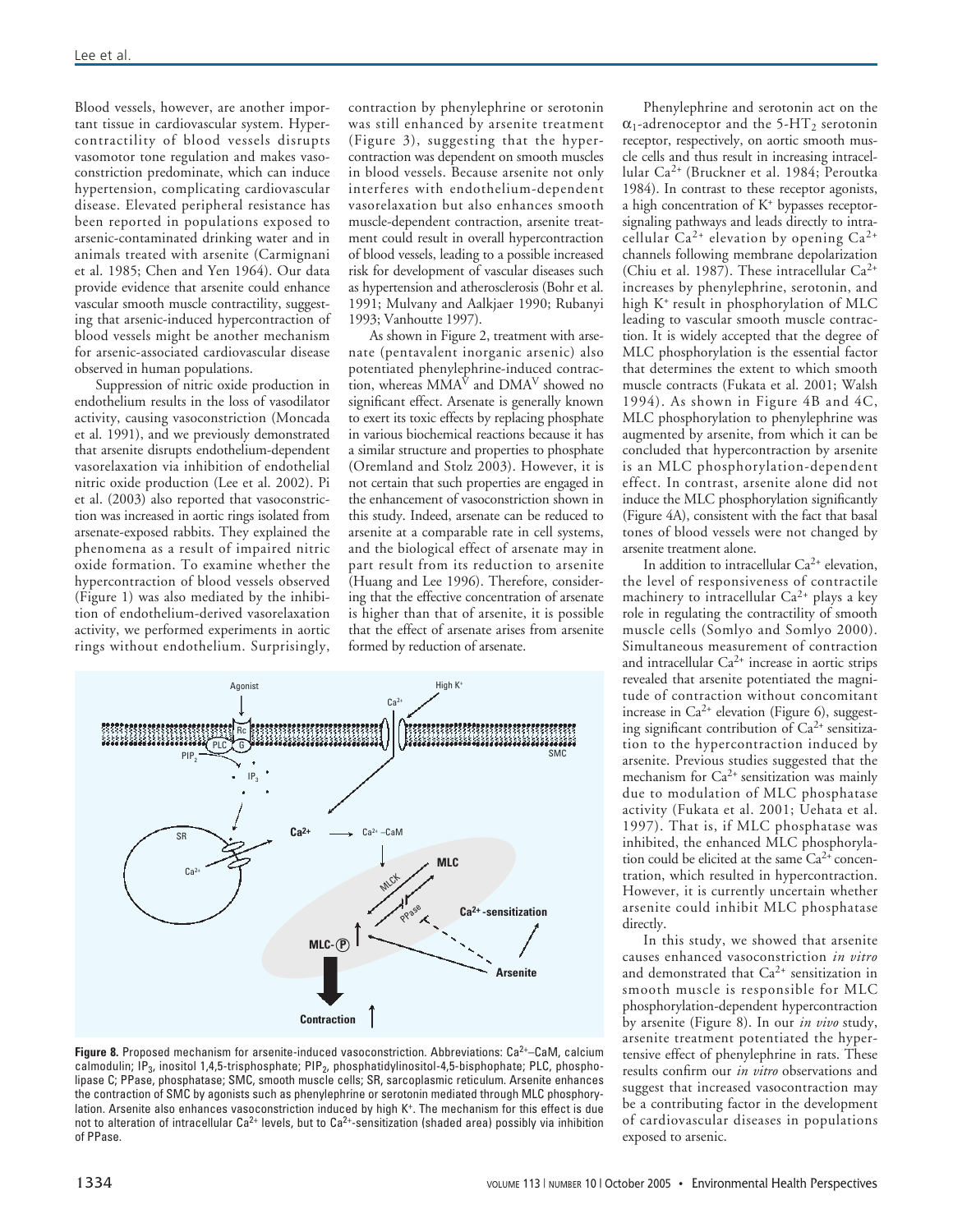Blood vessels, however, are another important tissue in cardiovascular system. Hypercontractility of blood vessels disrupts vasomotor tone regulation and makes vasoconstriction predominate, which can induce hypertension, complicating cardiovascular disease. Elevated peripheral resistance has been reported in populations exposed to arsenic-contaminated drinking water and in animals treated with arsenite (Carmignani et al. 1985; Chen and Yen 1964). Our data provide evidence that arsenite could enhance vascular smooth muscle contractility, suggesting that arsenic-induced hypercontraction of blood vessels might be another mechanism for arsenic-associated cardiovascular disease observed in human populations.

Suppression of nitric oxide production in endothelium results in the loss of vasodilator activity, causing vasoconstriction (Moncada et al. 1991), and we previously demonstrated that arsenite disrupts endothelium-dependent vasorelaxation via inhibition of endothelial nitric oxide production (Lee et al. 2002). Pi et al. (2003) also reported that vasoconstriction was increased in aortic rings isolated from arsenate-exposed rabbits. They explained the phenomena as a result of impaired nitric oxide formation. To examine whether the hypercontraction of blood vessels observed (Figure 1) was also mediated by the inhibition of endothelium-derived vasorelaxation activity, we performed experiments in aortic rings without endothelium. Surprisingly, contraction by phenylephrine or serotonin was still enhanced by arsenite treatment (Figure 3), suggesting that the hypercontraction was dependent on smooth muscles in blood vessels. Because arsenite not only interferes with endothelium-dependent vasorelaxation but also enhances smooth muscle-dependent contraction, arsenite treatment could result in overall hypercontraction of blood vessels, leading to a possible increased risk for development of vascular diseases such as hypertension and atherosclerosis (Bohr et al. 1991; Mulvany and Aalkjaer 1990; Rubanyi 1993; Vanhoutte 1997).

As shown in Figure 2, treatment with arsenate (pentavalent inorganic arsenic) also potentiated phenylephrine-induced contraction, whereas $MMA^V$ and $DMA^V$ showed no significant effect. Arsenate is generally known to exert its toxic effects by replacing phosphate in various biochemical reactions because it has a similar structure and properties to phosphate (Oremland and Stolz 2003). However, it is not certain that such properties are engaged in the enhancement of vasoconstriction shown in this study. Indeed, arsenate can be reduced to arsenite at a comparable rate in cell systems, and the biological effect of arsenate may in part result from its reduction to arsenite (Huang and Lee 1996). Therefore, considering that the effective concentration of arsenate is higher than that of arsenite, it is possible that the effect of arsenate arises from arsenite formed by reduction of arsenate.

Phenylephrine and serotonin act on the $\alpha_1$-adrenoceptor and the 5-$HT_2$ serotonin receptor, respectively, on aortic smooth muscle cells and thus result in increasing intracellular $Ca^{2+}$ (Bruckner et al. 1984; Peroutka 1984). In contrast to these receptor agonists, a high concentration of $K^+$ bypasses receptor-signaling pathways and leads directly to intracellular $Ca^{2+}$ elevation by opening $Ca^{2+}$ channels following membrane depolarization (Chiu et al. 1987). These intracellular $Ca^{2+}$ increases by phenylephrine, serotonin, and high $K^+$ result in phosphorylation of MLC leading to vascular smooth muscle contraction. It is widely accepted that the degree of MLC phosphorylation is the essential factor that determines the extent to which smooth muscle contracts (Fukata et al. 2001; Walsh 1994). As shown in Figure 4B and 4C, MLC phosphorylation to phenylephrine was augmented by arsenite, from which it can be concluded that hypercontraction by arsenite is an MLC phosphorylation-dependent effect. In contrast, arsenite alone did not induce the MLC phosphorylation significantly (Figure 4A), consistent with the fact that basal tones of blood vessels were not changed by arsenite treatment alone.

In addition to intracellular $Ca^{2+}$ elevation, the level of responsiveness of contractile machinery to intracellular $Ca^{2+}$ plays a key role in regulating the contractility of smooth muscle cells (Somlyo and Somlyo 2000). Simultaneous measurement of contraction and intracellular $Ca^{2+}$ increase in aortic strips revealed that arsenite potentiated the magnitude of contraction without concomitant increase in $Ca^{2+}$ elevation (Figure 6), suggesting significant contribution of $Ca^{2+}$ sensitization to the hypercontraction induced by arsenite. Previous studies suggested that the mechanism for $Ca^{2+}$ sensitization was mainly due to modulation of MLC phosphatase activity (Fukata et al. 2001; Uehata et al. 1997). That is, if MLC phosphatase was inhibited, the enhanced MLC phosphorylation could be elicited at the same $Ca^{2+}$ concentration, which resulted in hypercontraction. However, it is currently uncertain whether arsenite could inhibit MLC phosphatase directly.

In this study, we showed that arsenite causes enhanced vasoconstriction *in vitro* and demonstrated that $Ca^{2+}$ sensitization in smooth muscle is responsible for MLC phosphorylation-dependent hypercontraction by arsenite (Figure 8). In our *in vivo* study, arsenite treatment potentiated the hypertensive effect of phenylephrine in rats. These results confirm our *in vitro* observations and suggest that increased vasocontraction may be a contributing factor in the development of cardiovascular diseases in populations exposed to arsenic.

**Figure 8.** Proposed mechanism for arsenite-induced vasoconstriction. Abbreviations: $Ca^{2+}$–CaM, calcium calmodulin; $IP_3$, inositol 1,4,5-trisphosphate; $PIP_2$, phosphatidylinositol-4,5-bisphophate; PLC, phospholipase C; PPase, phosphatase; SMC, smooth muscle cells; SR, sarcoplasmic reticulum. Arsenite enhances the contraction of SMC by agonists such as phenylephrine or serotonin mediated through MLC phosphorylation. Arsenite also enhances vasoconstriction induced by high $K^+$. The mechanism for this effect is due not to alteration of intracellular $Ca^{2+}$ levels, but to $Ca^{2+}$-sensitization (shaded area) possibly via inhibition of PPase.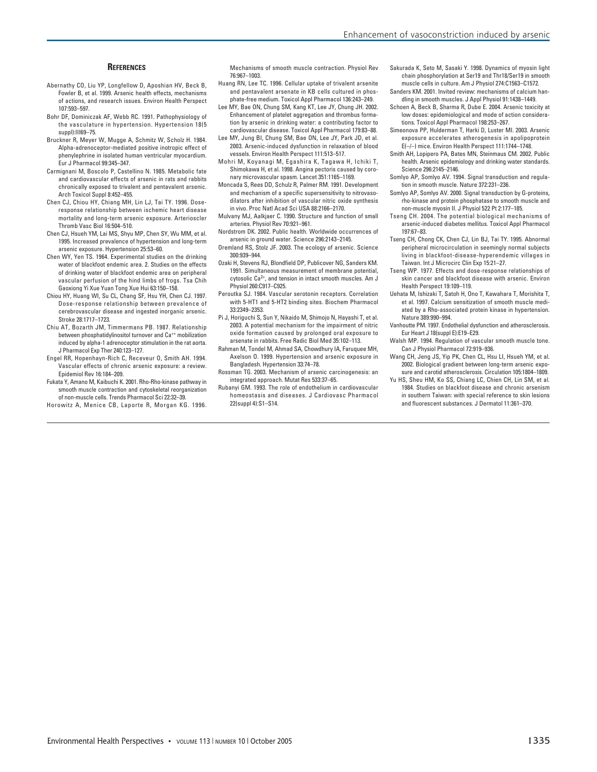## REFERENCES

Abernathy CO, Liu YP, Longfellow D, Aposhian HV, Beck B, Fowler B, et al. 1999. Arsenic health effects, mechanisms of actions, and research issues. Environ Health Perspect 107:593–597.

Bohr DF, Dominiczak AF, Webb RC. 1991. Pathophysiology of the vasculature in hypertension. Hypertension 18(5 suppl):III69–75.

Bruckner R, Meyer W, Mugge A, Schmitz W, Scholz H. 1984. Alpha-adrenoceptor-mediated positive inotropic effect of phenylephrine in isolated human ventricular myocardium. Eur J Pharmacol 99:345–347.

Carmignani M, Boscolo P, Castellino N. 1985. Metabolic fate and cardiovascular effects of arsenic in rats and rabbits chronically exposed to trivalent and pentavalent arsenic. Arch Toxicol Suppl 8:452–455.

Chen CJ, Chiou HY, Chiang MH, Lin LJ, Tai TY. 1996. Dose-response relationship between ischemic heart disease mortality and long-term arsenic exposure. Arterioscler Thromb Vasc Biol 16:504–510.

Chen CJ, Hsueh YM, Lai MS, Shyu MP, Chen SY, Wu MM, et al. 1995. Increased prevalence of hypertension and long-term arsenic exposure. Hypertension 25:53–60.

Chen WY, Yen TS. 1964. Experimental studies on the drinking water of blackfoot endemic area. 2. Studies on the effects of drinking water of blackfoot endemic area on peripheral vascular perfusion of the hind limbs of frogs. Tsa Chih Gaoxiong Yi Xue Yuan Tong Xue Hui 63:150–158.

Chiou HY, Huang WI, Su CL, Chang SF, Hsu YH, Chen CJ. 1997. Dose-response relationship between prevalence of cerebrovascular disease and ingested inorganic arsenic. Stroke 28:1717–1723.

Chiu AT, Bozarth JM, Timmermans PB. 1987. Relationship between phosphatidylinositol turnover and Ca++ mobilization induced by alpha-1 adrenoceptor stimulation in the rat aorta. J Pharmacol Exp Ther 240:123–127.

Engel RR, Hopenhayn-Rich C, Receveur O, Smith AH. 1994. Vascular effects of chronic arsenic exposure: a review. Epidemiol Rev 16:184–209.

Fukata Y, Amano M, Kaibuchi K. 2001. Rho-Rho-kinase pathway in smooth muscle contraction and cytoskeletal reorganization of non-muscle cells. Trends Pharmacol Sci 22:32–39.

Horowitz A, Menice CB, Laporte R, Morgan KG. 1996. Mechanisms of smooth muscle contraction. Physiol Rev 76:967–1003.

Huang RN, Lee TC. 1996. Cellular uptake of trivalent arsenite and pentavalent arsenate in KB cells cultured in phosphate-free medium. Toxicol Appl Pharmacol 136:243–249.

Lee MY, Bae ON, Chung SM, Kang KT, Lee JY, Chung JH. 2002. Enhancement of platelet aggregation and thrombus formation by arsenic in drinking water: a contributing factor to cardiovascular disease. Toxicol Appl Pharmacol 179:83–88.

Lee MY, Jung BI, Chung SM, Bae ON, Lee JY, Park JD, et al. 2003. Arsenic-induced dysfunction in relaxation of blood vessels. Environ Health Perspect 111:513–517.

Mohri M, Koyanagi M, Egashira K, Tagawa H, Ichiki T, Shimokawa H, et al. 1998. Angina pectoris caused by coronary microvascular spasm. Lancet 351:1165–1169.

Moncada S, Rees DD, Schulz R, Palmer RM. 1991. Development and mechanism of a specific supersensitivity to nitrovasodilators after inhibition of vascular nitric oxide synthesis in vivo. Proc Natl Acad Sci USA 88:2166–2170.

Mulvany MJ, Aalkjaer C. 1990. Structure and function of small arteries. Physiol Rev 70:921–961.

Nordstrom DK. 2002. Public health. Worldwide occurrences of arsenic in ground water. Science 296:2143–2145.

Oremland RS, Stolz JF. 2003. The ecology of arsenic. Science 300:939–944.

Ozaki H, Stevens RJ, Blondfield DP, Publicover NG, Sanders KM. 1991. Simultaneous measurement of membrane potential, cytosolic $Ca^{2+}$, and tension in intact smooth muscles. Am J Physiol 260:C917–C925.

Peroutka SJ. 1984. Vascular serotonin receptors. Correlation with 5-HT1 and 5-HT2 binding sites. Biochem Pharmacol 33:2349–2353.

Pi J, Horiguchi S, Sun Y, Nikaido M, Shimojo N, Hayashi T, et al. 2003. A potential mechanism for the impairment of nitric oxide formation caused by prolonged oral exposure to arsenate in rabbits. Free Radic Biol Med 35:102–113.

Rahman M, Tondel M, Ahmad SA, Chowdhury IA, Faruquee MH, Axelson O. 1999. Hypertension and arsenic exposure in Bangladesh. Hypertension 33:74–78.

Rossman TG. 2003. Mechanism of arsenic carcinogenesis: an integrated approach. Mutat Res 533:37–65.

Rubanyi GM. 1993. The role of endothelium in cardiovascular homeostasis and diseases. J Cardiovasc Pharmacol 22(suppl 4):S1–S14.

Sakurada K, Seto M, Sasaki Y. 1998. Dynamics of myosin light chain phosphorylation at Ser19 and Thr18/Ser19 in smooth muscle cells in culture. Am J Physiol 274:C1563–C1572.

Sanders KM. 2001. Invited review: mechanisms of calcium handling in smooth muscles. J Appl Physiol 91:1438–1449.

Schoen A, Beck B, Sharma R, Dube E. 2004. Arsenic toxicity at low doses: epidemiological and mode of action considerations. Toxicol Appl Pharmacol 198:253–267.

Simeonova PP, Hulderman T, Harki D, Luster MI. 2003. Arsenic exposure accelerates atherogenesis in apolipoprotein E(–/–) mice. Environ Health Perspect 111:1744–1748.

Smith AH, Lopipero PA, Bates MN, Steinmaus CM. 2002. Public health. Arsenic epidemiology and drinking water standards. Science 296:2145–2146.

Somlyo AP, Somlyo AV. 1994. Signal transduction and regulation in smooth muscle. Nature 372:231–236.

Somlyo AP, Somlyo AV. 2000. Signal transduction by G-proteins, rho-kinase and protein phosphatase to smooth muscle and non-muscle myosin II. J Physiol 522 Pt 2:177–185.

Tseng CH. 2004. The potential biological mechanisms of arsenic-induced diabetes mellitus. Toxicol Appl Pharmacol 197:67–83.

Tseng CH, Chong CK, Chen CJ, Lin BJ, Tai TY. 1995. Abnormal peripheral microcirculation in seemingly normal subjects living in blackfoot-disease-hyperendemic villages in Taiwan. Int J Microcirc Clin Exp 15:21–27.

Tseng WP. 1977. Effects and dose-response relationships of skin cancer and blackfoot disease with arsenic. Environ Health Perspect 19:109–119.

Uehata M, Ishizaki T, Satoh H, Ono T, Kawahara T, Morishita T, et al. 1997. Calcium sensitization of smooth muscle mediated by a Rho-associated protein kinase in hypertension. Nature 389:990–994.

Vanhoutte PM. 1997. Endothelial dysfunction and atherosclerosis. Eur Heart J 18(suppl E):E19–E29.

Walsh MP. 1994. Regulation of vascular smooth muscle tone. Can J Physiol Pharmacol 72:919–936.

Wang CH, Jeng JS, Yip PK, Chen CL, Hsu LI, Hsueh YM, et al. 2002. Biological gradient between long-term arsenic exposure and carotid atherosclerosis. Circulation 105:1804–1809.

Yu HS, Sheu HM, Ko SS, Chiang LC, Chien CH, Lin SM, et al. 1984. Studies on blackfoot disease and chronic arsenism in southern Taiwan: with special reference to skin lesions and fluorescent substances. J Dermatol 11:361–370.